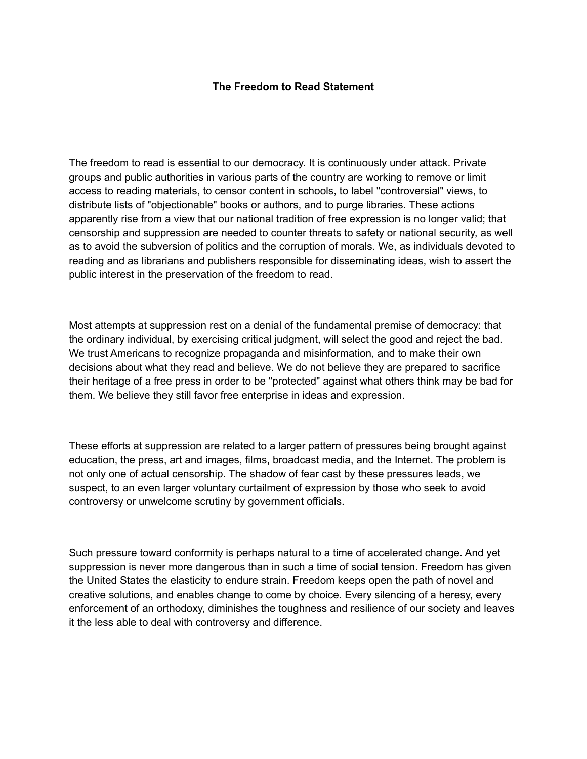# The Freedom to Read Statement

The freedom to read is essential to our democracy. It is continuously under attack. Private groups and public authorities in various parts of the country are working to remove or limit access to reading materials, to censor content in schools, to label "controversial" views, to distribute lists of "objectionable" books or authors, and to purge libraries. These actions apparently rise from a view that our national tradition of free expression is no longer valid; that censorship and suppression are needed to counter threats to safety or national security, as well as to avoid the subversion of politics and the corruption of morals. We, as individuals devoted to reading and as librarians and publishers responsible for disseminating ideas, wish to assert the public interest in the preservation of the freedom to read.

Most attempts at suppression rest on a denial of the fundamental premise of democracy: that the ordinary individual, by exercising critical judgment, will select the good and reject the bad. We trust Americans to recognize propaganda and misinformation, and to make their own decisions about what they read and believe. We do not believe they are prepared to sacrifice their heritage of a free press in order to be "protected" against what others think may be bad for them. We believe they still favor free enterprise in ideas and expression.

These efforts at suppression are related to a larger pattern of pressures being brought against education, the press, art and images, films, broadcast media, and the Internet. The problem is not only one of actual censorship. The shadow of fear cast by these pressures leads, we suspect, to an even larger voluntary curtailment of expression by those who seek to avoid controversy or unwelcome scrutiny by government officials.

Such pressure toward conformity is perhaps natural to a time of accelerated change. And yet suppression is never more dangerous than in such a time of social tension. Freedom has given the United States the elasticity to endure strain. Freedom keeps open the path of novel and creative solutions, and enables change to come by choice. Every silencing of a heresy, every enforcement of an orthodoxy, diminishes the toughness and resilience of our society and leaves it the less able to deal with controversy and difference.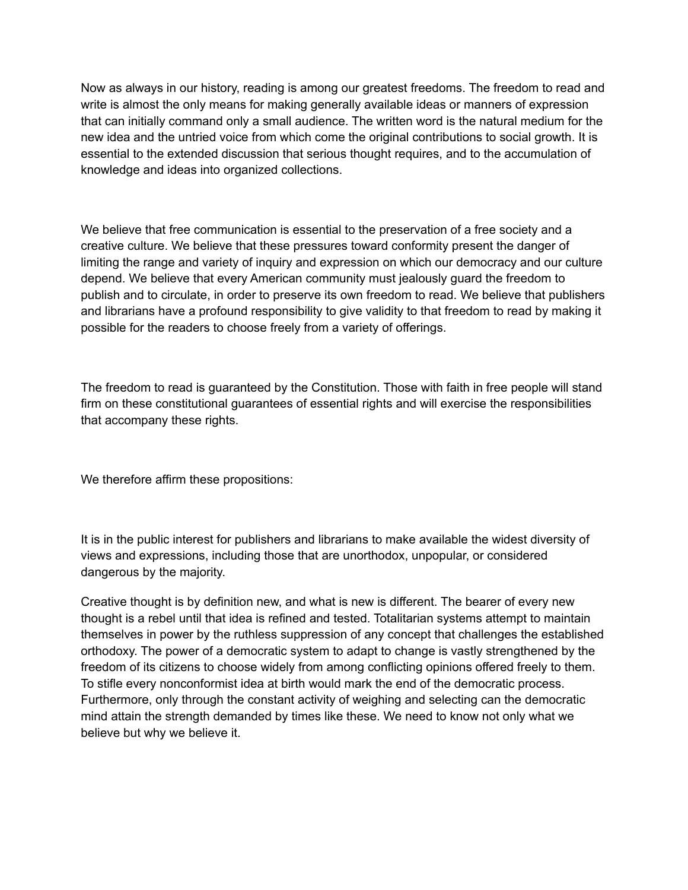Now as always in our history, reading is among our greatest freedoms. The freedom to read and write is almost the only means for making generally available ideas or manners of expression that can initially command only a small audience. The written word is the natural medium for the new idea and the untried voice from which come the original contributions to social growth. It is essential to the extended discussion that serious thought requires, and to the accumulation of knowledge and ideas into organized collections.

We believe that free communication is essential to the preservation of a free society and a creative culture. We believe that these pressures toward conformity present the danger of limiting the range and variety of inquiry and expression on which our democracy and our culture depend. We believe that every American community must jealously guard the freedom to publish and to circulate, in order to preserve its own freedom to read. We believe that publishers and librarians have a profound responsibility to give validity to that freedom to read by making it possible for the readers to choose freely from a variety of offerings.

The freedom to read is guaranteed by the Constitution. Those with faith in free people will stand firm on these constitutional guarantees of essential rights and will exercise the responsibilities that accompany these rights.

We therefore affirm these propositions:

It is in the public interest for publishers and librarians to make available the widest diversity of views and expressions, including those that are unorthodox, unpopular, or considered dangerous by the majority.

Creative thought is by definition new, and what is new is different. The bearer of every new thought is a rebel until that idea is refined and tested. Totalitarian systems attempt to maintain themselves in power by the ruthless suppression of any concept that challenges the established orthodoxy. The power of a democratic system to adapt to change is vastly strengthened by the freedom of its citizens to choose widely from among conflicting opinions offered freely to them. To stifle every nonconformist idea at birth would mark the end of the democratic process. Furthermore, only through the constant activity of weighing and selecting can the democratic mind attain the strength demanded by times like these. We need to know not only what we believe but why we believe it.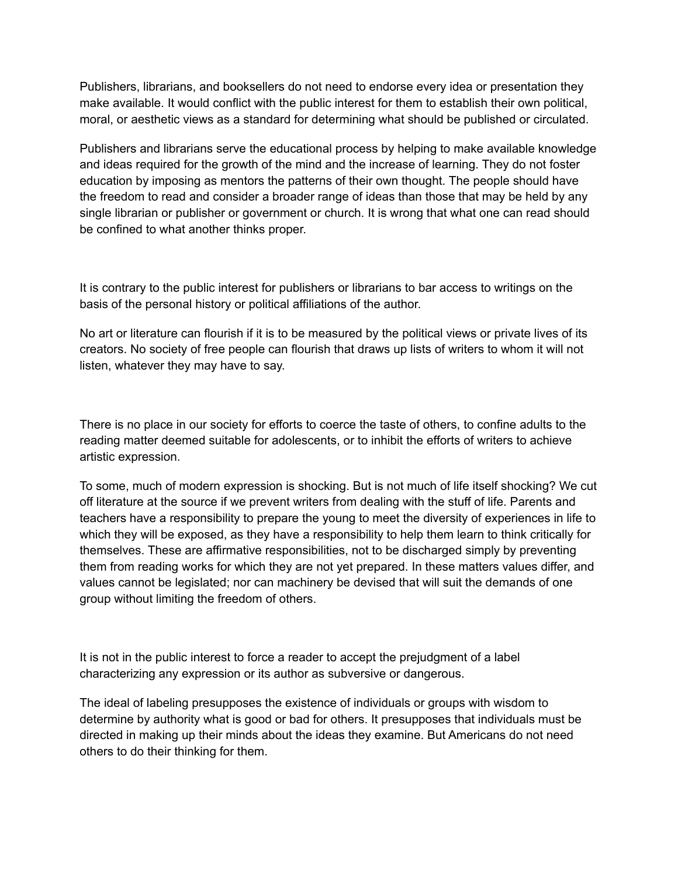Publishers, librarians, and booksellers do not need to endorse every idea or presentation they make available. It would conflict with the public interest for them to establish their own political, moral, or aesthetic views as a standard for determining what should be published or circulated.

Publishers and librarians serve the educational process by helping to make available knowledge and ideas required for the growth of the mind and the increase of learning. They do not foster education by imposing as mentors the patterns of their own thought. The people should have the freedom to read and consider a broader range of ideas than those that may be held by any single librarian or publisher or government or church. It is wrong that what one can read should be confined to what another thinks proper.

It is contrary to the public interest for publishers or librarians to bar access to writings on the basis of the personal history or political affiliations of the author.

No art or literature can flourish if it is to be measured by the political views or private lives of its creators. No society of free people can flourish that draws up lists of writers to whom it will not listen, whatever they may have to say.

There is no place in our society for efforts to coerce the taste of others, to confine adults to the reading matter deemed suitable for adolescents, or to inhibit the efforts of writers to achieve artistic expression.

To some, much of modern expression is shocking. But is not much of life itself shocking? We cut off literature at the source if we prevent writers from dealing with the stuff of life. Parents and teachers have a responsibility to prepare the young to meet the diversity of experiences in life to which they will be exposed, as they have a responsibility to help them learn to think critically for themselves. These are affirmative responsibilities, not to be discharged simply by preventing them from reading works for which they are not yet prepared. In these matters values differ, and values cannot be legislated; nor can machinery be devised that will suit the demands of one group without limiting the freedom of others.

It is not in the public interest to force a reader to accept the prejudgment of a label characterizing any expression or its author as subversive or dangerous.

The ideal of labeling presupposes the existence of individuals or groups with wisdom to determine by authority what is good or bad for others. It presupposes that individuals must be directed in making up their minds about the ideas they examine. But Americans do not need others to do their thinking for them.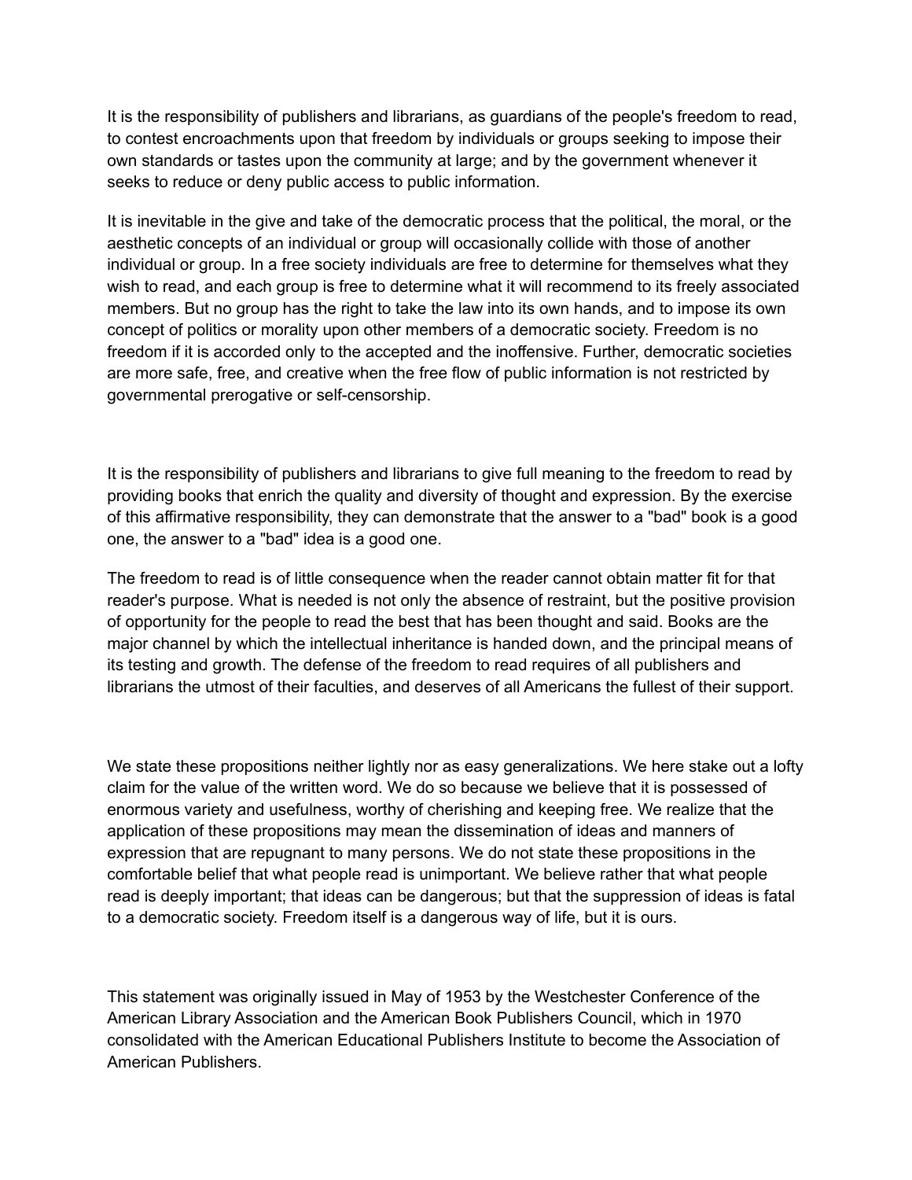It is the responsibility of publishers and librarians, as guardians of the people's freedom to read, to contest encroachments upon that freedom by individuals or groups seeking to impose their own standards or tastes upon the community at large; and by the government whenever it seeks to reduce or deny public access to public information.

It is inevitable in the give and take of the democratic process that the political, the moral, or the aesthetic concepts of an individual or group will occasionally collide with those of another individual or group. In a free society individuals are free to determine for themselves what they wish to read, and each group is free to determine what it will recommend to its freely associated members. But no group has the right to take the law into its own hands, and to impose its own concept of politics or morality upon other members of a democratic society. Freedom is no freedom if it is accorded only to the accepted and the inoffensive. Further, democratic societies are more safe, free, and creative when the free flow of public information is not restricted by governmental prerogative or self-censorship.

It is the responsibility of publishers and librarians to give full meaning to the freedom to read by providing books that enrich the quality and diversity of thought and expression. By the exercise of this affirmative responsibility, they can demonstrate that the answer to a "bad" book is a good one, the answer to a "bad" idea is a good one.

The freedom to read is of little consequence when the reader cannot obtain matter fit for that reader's purpose. What is needed is not only the absence of restraint, but the positive provision of opportunity for the people to read the best that has been thought and said. Books are the major channel by which the intellectual inheritance is handed down, and the principal means of its testing and growth. The defense of the freedom to read requires of all publishers and librarians the utmost of their faculties, and deserves of all Americans the fullest of their support.

We state these propositions neither lightly nor as easy generalizations. We here stake out a lofty claim for the value of the written word. We do so because we believe that it is possessed of enormous variety and usefulness, worthy of cherishing and keeping free. We realize that the application of these propositions may mean the dissemination of ideas and manners of expression that are repugnant to many persons. We do not state these propositions in the comfortable belief that what people read is unimportant. We believe rather that what people read is deeply important; that ideas can be dangerous; but that the suppression of ideas is fatal to a democratic society. Freedom itself is a dangerous way of life, but it is ours.

This statement was originally issued in May of 1953 by the Westchester Conference of the American Library Association and the American Book Publishers Council, which in 1970 consolidated with the American Educational Publishers Institute to become the Association of American Publishers.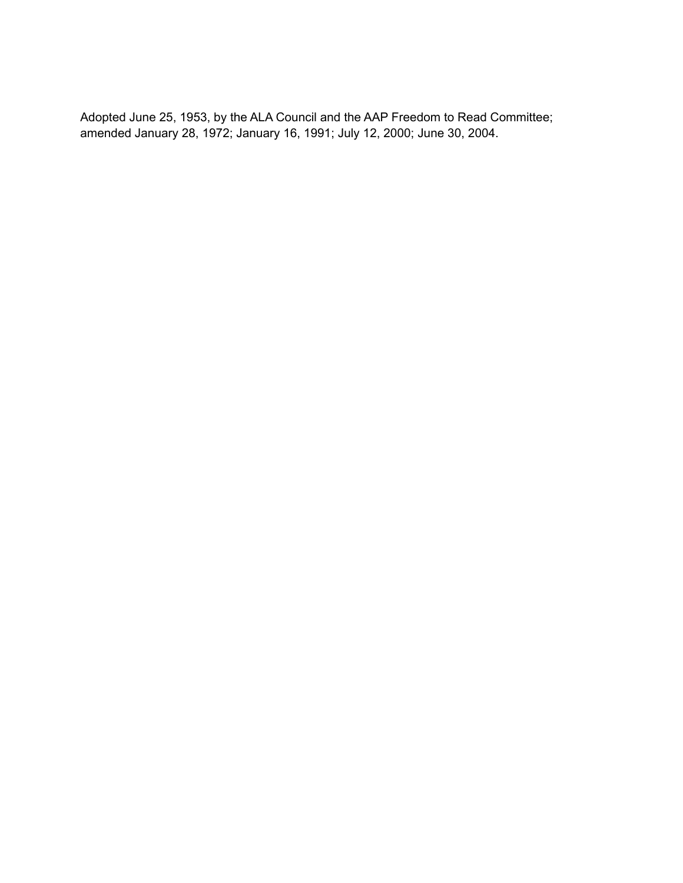Adopted June 25, 1953, by the ALA Council and the AAP Freedom to Read Committee; amended January 28, 1972; January 16, 1991; July 12, 2000; June 30, 2004.